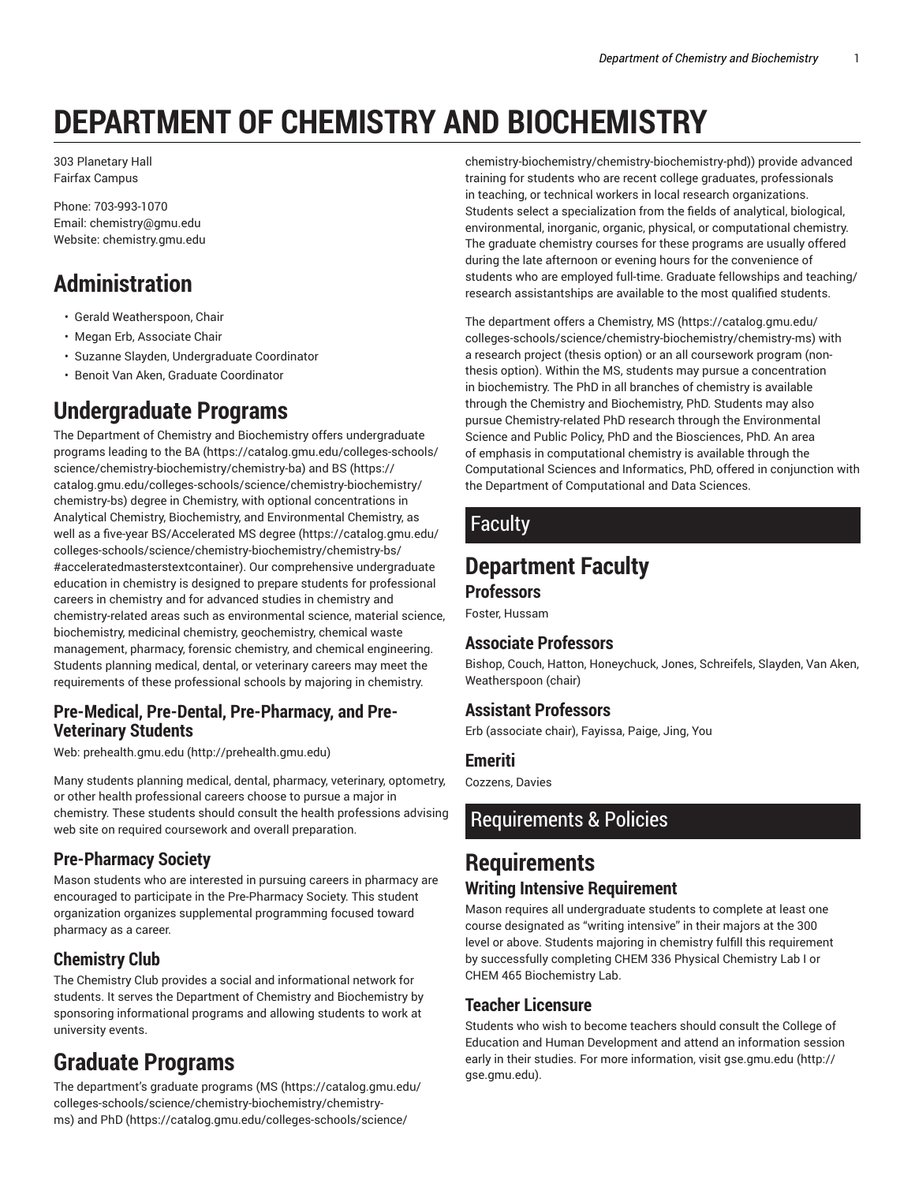# DEPARTMENT OF CHEMISTRY AND BIOCHEMISTRY

303 Planetary Hall
Fairfax Campus

Phone: 703-993-1070
Email: chemistry@gmu.edu
Website: chemistry.gmu.edu

## Administration

- Gerald Weatherspoon, Chair
- Megan Erb, Associate Chair
- Suzanne Slayden, Undergraduate Coordinator
- Benoit Van Aken, Graduate Coordinator

## Undergraduate Programs

The Department of Chemistry and Biochemistry offers undergraduate programs leading to the BA (https://catalog.gmu.edu/colleges-schools/science/chemistry-biochemistry/chemistry-ba) and BS (https://catalog.gmu.edu/colleges-schools/science/chemistry-biochemistry/chemistry-bs) degree in Chemistry, with optional concentrations in Analytical Chemistry, Biochemistry, and Environmental Chemistry, as well as a five-year BS/Accelerated MS degree (https://catalog.gmu.edu/colleges-schools/science/chemistry-biochemistry/chemistry-bs/#acceleratedmasterstextcontainer). Our comprehensive undergraduate education in chemistry is designed to prepare students for professional careers in chemistry and for advanced studies in chemistry and chemistry-related areas such as environmental science, material science, biochemistry, medicinal chemistry, geochemistry, chemical waste management, pharmacy, forensic chemistry, and chemical engineering. Students planning medical, dental, or veterinary careers may meet the requirements of these professional schools by majoring in chemistry.

### Pre-Medical, Pre-Dental, Pre-Pharmacy, and Pre-Veterinary Students

Web: prehealth.gmu.edu (http://prehealth.gmu.edu)

Many students planning medical, dental, pharmacy, veterinary, optometry, or other health professional careers choose to pursue a major in chemistry. These students should consult the health professions advising web site on required coursework and overall preparation.

### Pre-Pharmacy Society

Mason students who are interested in pursuing careers in pharmacy are encouraged to participate in the Pre-Pharmacy Society. This student organization organizes supplemental programming focused toward pharmacy as a career.

### Chemistry Club

The Chemistry Club provides a social and informational network for students. It serves the Department of Chemistry and Biochemistry by sponsoring informational programs and allowing students to work at university events.

## Graduate Programs

The department's graduate programs (MS (https://catalog.gmu.edu/colleges-schools/science/chemistry-biochemistry/chemistry-ms) and PhD (https://catalog.gmu.edu/colleges-schools/science/chemistry-biochemistry/chemistry-biochemistry-phd)) provide advanced training for students who are recent college graduates, professionals in teaching, or technical workers in local research organizations. Students select a specialization from the fields of analytical, biological, environmental, inorganic, organic, physical, or computational chemistry. The graduate chemistry courses for these programs are usually offered during the late afternoon or evening hours for the convenience of students who are employed full-time. Graduate fellowships and teaching/research assistantships are available to the most qualified students.

The department offers a Chemistry, MS (https://catalog.gmu.edu/colleges-schools/science/chemistry-biochemistry/chemistry-ms) with a research project (thesis option) or an all coursework program (non-thesis option). Within the MS, students may pursue a concentration in biochemistry. The PhD in all branches of chemistry is available through the Chemistry and Biochemistry, PhD. Students may also pursue Chemistry-related PhD research through the Environmental Science and Public Policy, PhD and the Biosciences, PhD. An area of emphasis in computational chemistry is available through the Computational Sciences and Informatics, PhD, offered in conjunction with the Department of Computational and Data Sciences.

## Faculty

## Department Faculty

### Professors

Foster, Hussam

### Associate Professors

Bishop, Couch, Hatton, Honeychuck, Jones, Schreifels, Slayden, Van Aken, Weatherspoon (chair)

### Assistant Professors

Erb (associate chair), Fayissa, Paige, Jing, You

### Emeriti

Cozzens, Davies

## Requirements & Policies

## Requirements

### Writing Intensive Requirement

Mason requires all undergraduate students to complete at least one course designated as "writing intensive" in their majors at the 300 level or above. Students majoring in chemistry fulfill this requirement by successfully completing CHEM 336 Physical Chemistry Lab I or CHEM 465 Biochemistry Lab.

### Teacher Licensure

Students who wish to become teachers should consult the College of Education and Human Development and attend an information session early in their studies. For more information, visit gse.gmu.edu (http://gse.gmu.edu).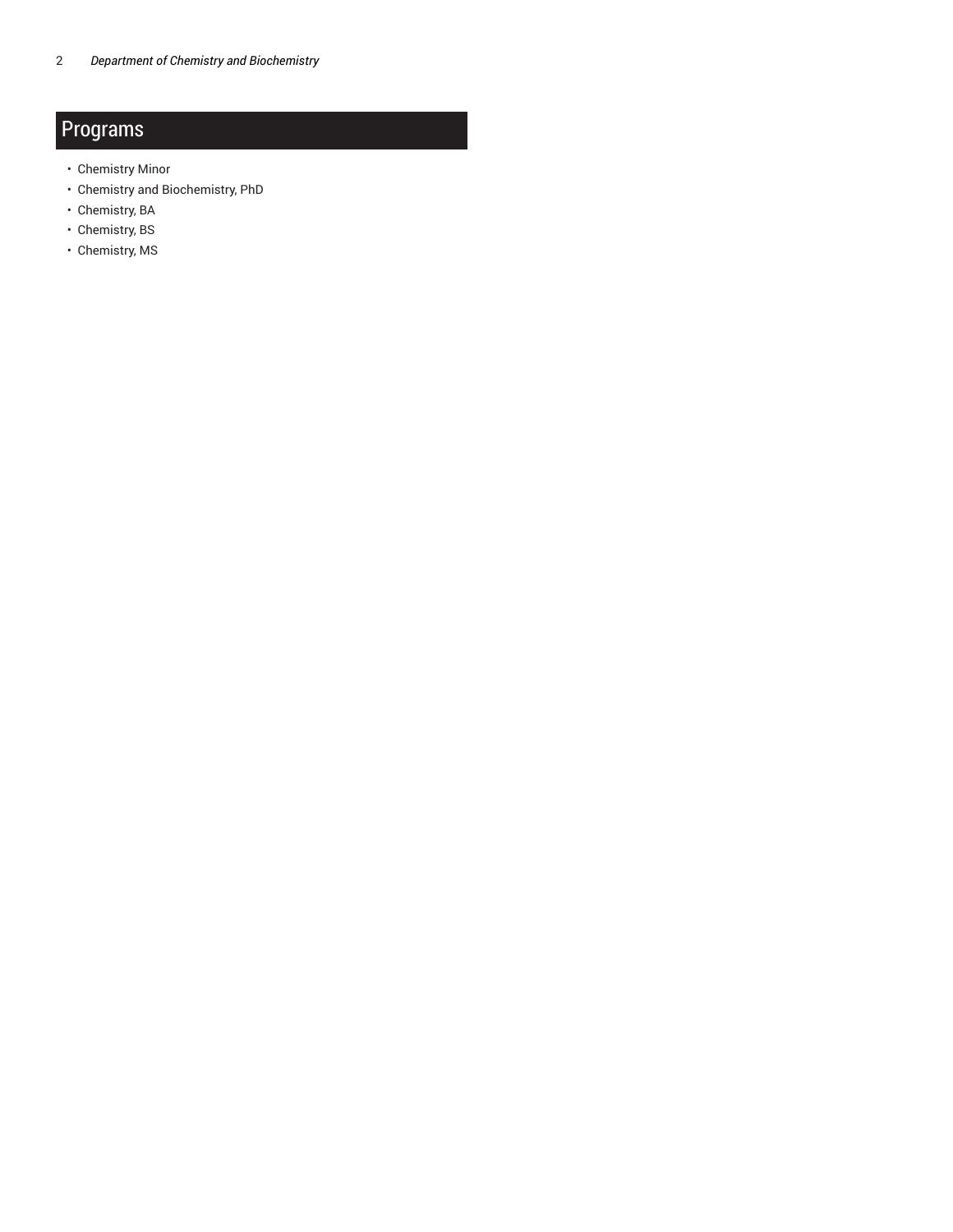## Programs

- Chemistry Minor
- Chemistry and Biochemistry, PhD
- Chemistry, BA
- Chemistry, BS
- Chemistry, MS